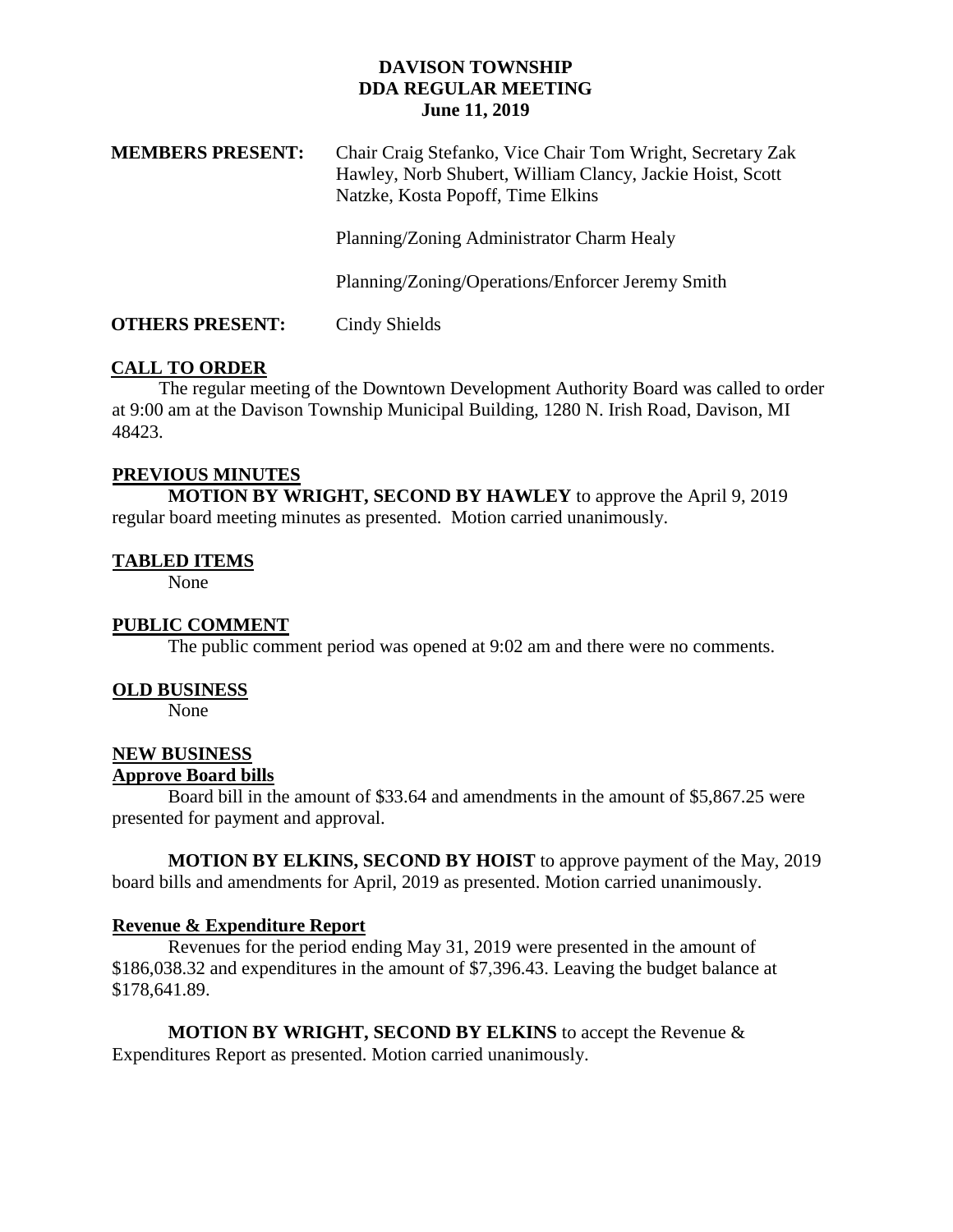# DAVISON TOWNSHIP
## DDA REGULAR MEETING
### June 11, 2019

**MEMBERS PRESENT:** Chair Craig Stefanko, Vice Chair Tom Wright, Secretary Zak Hawley, Norb Shubert, William Clancy, Jackie Hoist, Scott Natzke, Kosta Popoff, Time Elkins

Planning/Zoning Administrator Charm Healy

Planning/Zoning/Operations/Enforcer Jeremy Smith

**OTHERS PRESENT:** Cindy Shields

**CALL TO ORDER**

The regular meeting of the Downtown Development Authority Board was called to order at 9:00 am at the Davison Township Municipal Building, 1280 N. Irish Road, Davison, MI 48423.

**PREVIOUS MINUTES**

**MOTION BY WRIGHT, SECOND BY HAWLEY** to approve the April 9, 2019 regular board meeting minutes as presented. Motion carried unanimously.

**TABLED ITEMS**

None

**PUBLIC COMMENT**

The public comment period was opened at 9:02 am and there were no comments.

**OLD BUSINESS**

None

**NEW BUSINESS**

**Approve Board bills**

Board bill in the amount of $33.64 and amendments in the amount of $5,867.25 were presented for payment and approval.

**MOTION BY ELKINS, SECOND BY HOIST** to approve payment of the May, 2019 board bills and amendments for April, 2019 as presented. Motion carried unanimously.

**Revenue & Expenditure Report**

Revenues for the period ending May 31, 2019 were presented in the amount of $186,038.32 and expenditures in the amount of $7,396.43. Leaving the budget balance at $178,641.89.

**MOTION BY WRIGHT, SECOND BY ELKINS** to accept the Revenue & Expenditures Report as presented. Motion carried unanimously.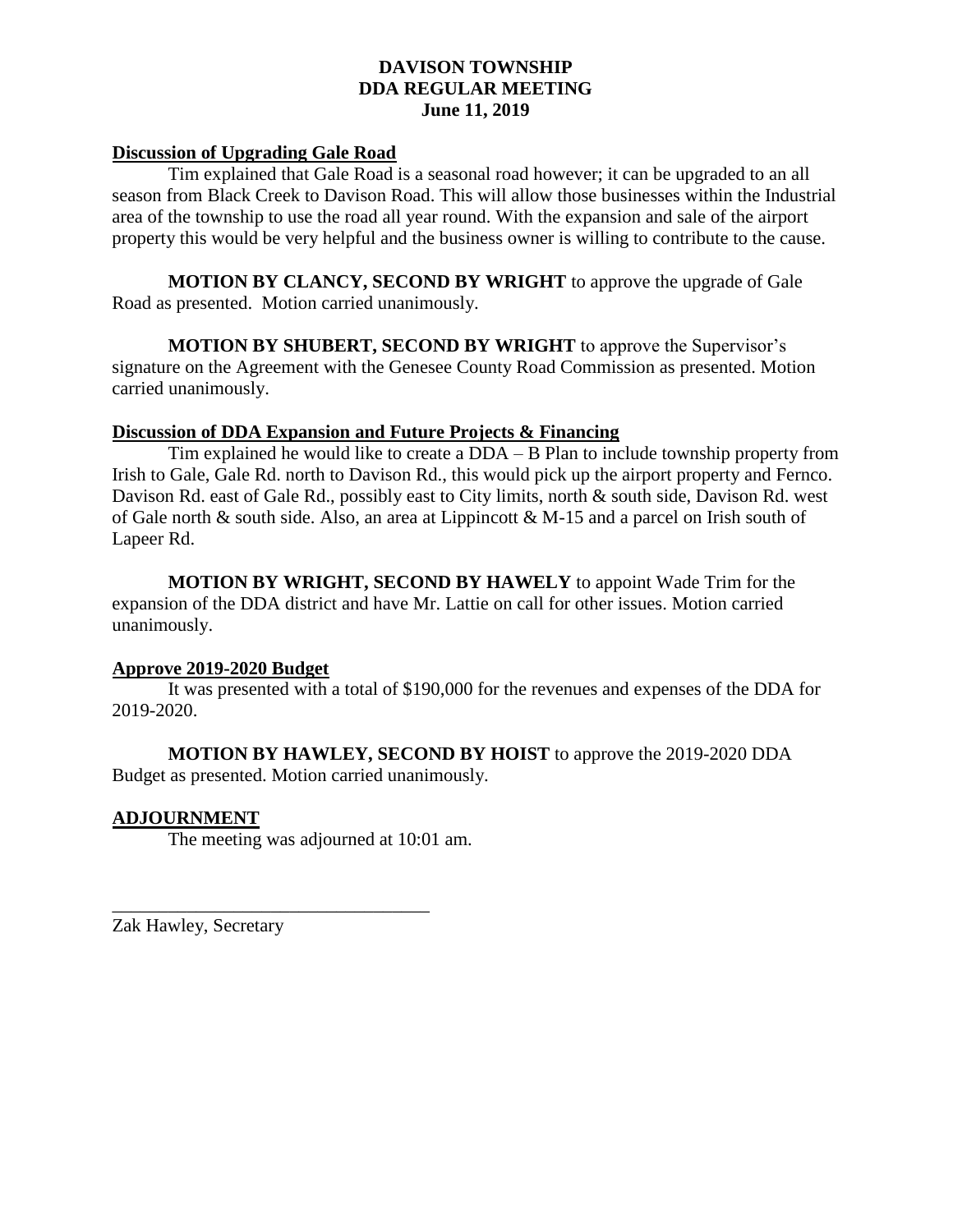**DAVISON TOWNSHIP**
**DDA REGULAR MEETING**
**June 11, 2019**

**Discussion of Upgrading Gale Road**

Tim explained that Gale Road is a seasonal road however; it can be upgraded to an all season from Black Creek to Davison Road. This will allow those businesses within the Industrial area of the township to use the road all year round. With the expansion and sale of the airport property this would be very helpful and the business owner is willing to contribute to the cause.

**MOTION BY CLANCY, SECOND BY WRIGHT** to approve the upgrade of Gale Road as presented. Motion carried unanimously.

**MOTION BY SHUBERT, SECOND BY WRIGHT** to approve the Supervisor's signature on the Agreement with the Genesee County Road Commission as presented. Motion carried unanimously.

**Discussion of DDA Expansion and Future Projects & Financing**

Tim explained he would like to create a DDA – B Plan to include township property from Irish to Gale, Gale Rd. north to Davison Rd., this would pick up the airport property and Fernco. Davison Rd. east of Gale Rd., possibly east to City limits, north & south side, Davison Rd. west of Gale north & south side. Also, an area at Lippincott & M-15 and a parcel on Irish south of Lapeer Rd.

**MOTION BY WRIGHT, SECOND BY HAWELY** to appoint Wade Trim for the expansion of the DDA district and have Mr. Lattie on call for other issues. Motion carried unanimously.

**Approve 2019-2020 Budget**

It was presented with a total of $190,000 for the revenues and expenses of the DDA for 2019-2020.

**MOTION BY HAWLEY, SECOND BY HOIST** to approve the 2019-2020 DDA Budget as presented. Motion carried unanimously.

**ADJOURNMENT**

The meeting was adjourned at 10:01 am.

\_\_\_\_\_\_\_\_\_\_\_\_\_\_\_\_\_\_\_\_\_\_\_\_\_\_\_\_\_\_\_\_\_\_\_\_

Zak Hawley, Secretary